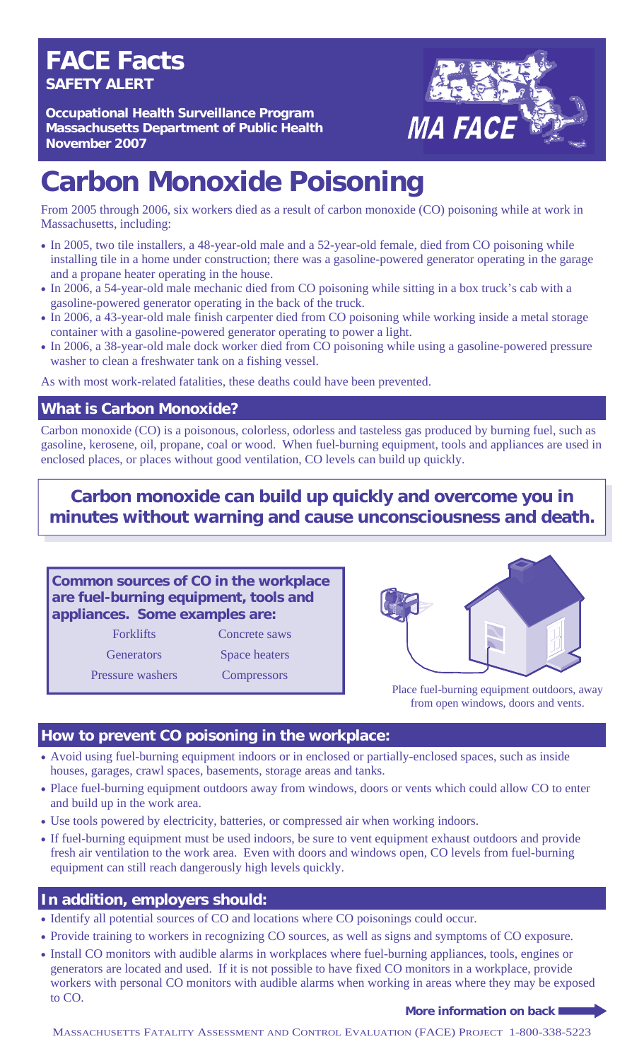# FACE Facts

**SAFETY ALERT**

**Occupational Health Surveillance Program**
**Massachusetts Department of Public Health**
**November 2007**

MA FACE

# Carbon Monoxide Poisoning

From 2005 through 2006, six workers died as a result of carbon monoxide (CO) poisoning while at work in Massachusetts, including:

- In 2005, two tile installers, a 48-year-old male and a 52-year-old female, died from CO poisoning while installing tile in a home under construction; there was a gasoline-powered generator operating in the garage and a propane heater operating in the house.
- In 2006, a 54-year-old male mechanic died from CO poisoning while sitting in a box truck's cab with a gasoline-powered generator operating in the back of the truck.
- In 2006, a 43-year-old male finish carpenter died from CO poisoning while working inside a metal storage container with a gasoline-powered generator operating to power a light.
- In 2006, a 38-year-old male dock worker died from CO poisoning while using a gasoline-powered pressure washer to clean a freshwater tank on a fishing vessel.

As with most work-related fatalities, these deaths could have been prevented.

## What is Carbon Monoxide?

Carbon monoxide (CO) is a poisonous, colorless, odorless and tasteless gas produced by burning fuel, such as gasoline, kerosene, oil, propane, coal or wood. When fuel-burning equipment, tools and appliances are used in enclosed places, or places without good ventilation, CO levels can build up quickly.

**Carbon monoxide can build up quickly and overcome you in minutes without warning and cause unconsciousness and death.**

**Common sources of CO in the workplace are fuel-burning equipment, tools and appliances. Some examples are:**

| | |
|---|---|
| Forklifts | Concrete saws |
| Generators | Space heaters |
| Pressure washers | Compressors |

Place fuel-burning equipment outdoors, away from open windows, doors and vents.

## How to prevent CO poisoning in the workplace:

- Avoid using fuel-burning equipment indoors or in enclosed or partially-enclosed spaces, such as inside houses, garages, crawl spaces, basements, storage areas and tanks.
- Place fuel-burning equipment outdoors away from windows, doors or vents which could allow CO to enter and build up in the work area.
- Use tools powered by electricity, batteries, or compressed air when working indoors.
- If fuel-burning equipment must be used indoors, be sure to vent equipment exhaust outdoors and provide fresh air ventilation to the work area. Even with doors and windows open, CO levels from fuel-burning equipment can still reach dangerously high levels quickly.

## In addition, employers should:

- Identify all potential sources of CO and locations where CO poisonings could occur.
- Provide training to workers in recognizing CO sources, as well as signs and symptoms of CO exposure.
- Install CO monitors with audible alarms in workplaces where fuel-burning appliances, tools, engines or generators are located and used. If it is not possible to have fixed CO monitors in a workplace, provide workers with personal CO monitors with audible alarms when working in areas where they may be exposed to CO.

**More information on back**

MASSACHUSETTS FATALITY ASSESSMENT AND CONTROL EVALUATION (FACE) PROJECT 1-800-338-5223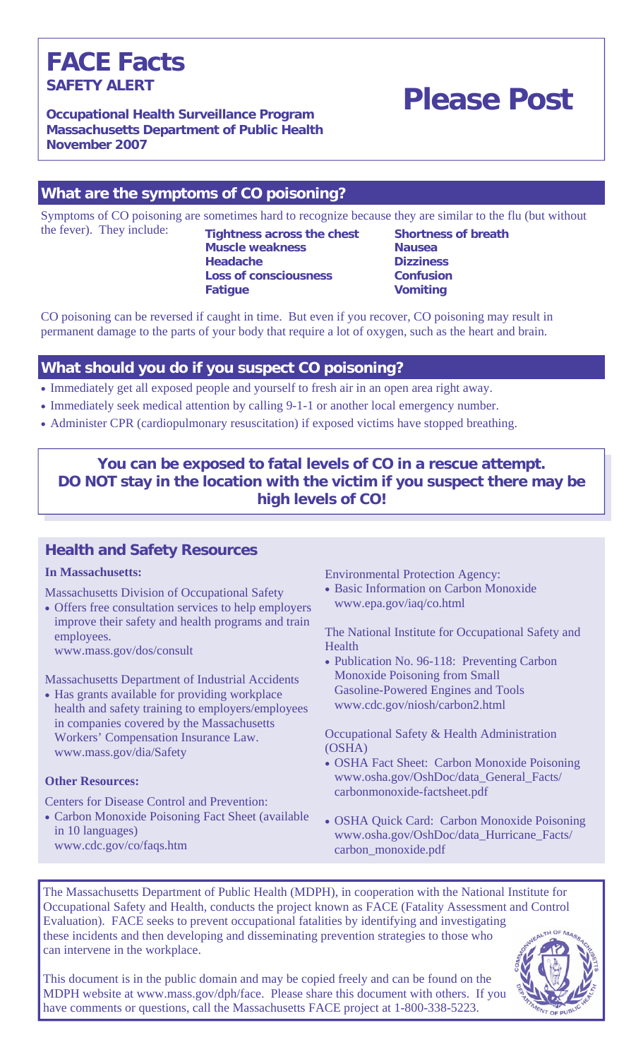# FACE Facts

**SAFETY ALERT**

**Occupational Health Surveillance Program**
**Massachusetts Department of Public Health**
**November 2007**

# Please Post

## What are the symptoms of CO poisoning?

Symptoms of CO poisoning are sometimes hard to recognize because they are similar to the flu (but without the fever). They include:

- **Tightness across the chest**
- **Muscle weakness**
- **Headache**
- **Loss of consciousness**
- **Fatigue**
- **Shortness of breath**
- **Nausea**
- **Dizziness**
- **Confusion**
- **Vomiting**

CO poisoning can be reversed if caught in time. But even if you recover, CO poisoning may result in permanent damage to the parts of your body that require a lot of oxygen, such as the heart and brain.

## What should you do if you suspect CO poisoning?

- Immediately get all exposed people and yourself to fresh air in an open area right away.
- Immediately seek medical attention by calling 9-1-1 or another local emergency number.
- Administer CPR (cardiopulmonary resuscitation) if exposed victims have stopped breathing.

**You can be exposed to fatal levels of CO in a rescue attempt. DO NOT stay in the location with the victim if you suspect there may be high levels of CO!**

## Health and Safety Resources

**In Massachusetts:**

Massachusetts Division of Occupational Safety

- Offers free consultation services to help employers improve their safety and health programs and train employees.
  www.mass.gov/dos/consult

Massachusetts Department of Industrial Accidents

- Has grants available for providing workplace health and safety training to employers/employees in companies covered by the Massachusetts Workers' Compensation Insurance Law.
  www.mass.gov/dia/Safety

**Other Resources:**

Centers for Disease Control and Prevention:

- Carbon Monoxide Poisoning Fact Sheet (available in 10 languages)
  www.cdc.gov/co/faqs.htm

Environmental Protection Agency:

- Basic Information on Carbon Monoxide
  www.epa.gov/iaq/co.html

The National Institute for Occupational Safety and Health

- Publication No. 96-118: Preventing Carbon Monoxide Poisoning from Small Gasoline-Powered Engines and Tools
  www.cdc.gov/niosh/carbon2.html

Occupational Safety & Health Administration (OSHA)

- OSHA Fact Sheet: Carbon Monoxide Poisoning
  www.osha.gov/OshDoc/data_General_Facts/carbonmonoxide-factsheet.pdf
- OSHA Quick Card: Carbon Monoxide Poisoning
  www.osha.gov/OshDoc/data_Hurricane_Facts/carbon_monoxide.pdf

The Massachusetts Department of Public Health (MDPH), in cooperation with the National Institute for Occupational Safety and Health, conducts the project known as FACE (Fatality Assessment and Control Evaluation). FACE seeks to prevent occupational fatalities by identifying and investigating these incidents and then developing and disseminating prevention strategies to those who can intervene in the workplace.

This document is in the public domain and may be copied freely and can be found on the MDPH website at www.mass.gov/dph/face. Please share this document with others. If you have comments or questions, call the Massachusetts FACE project at 1-800-338-5223.